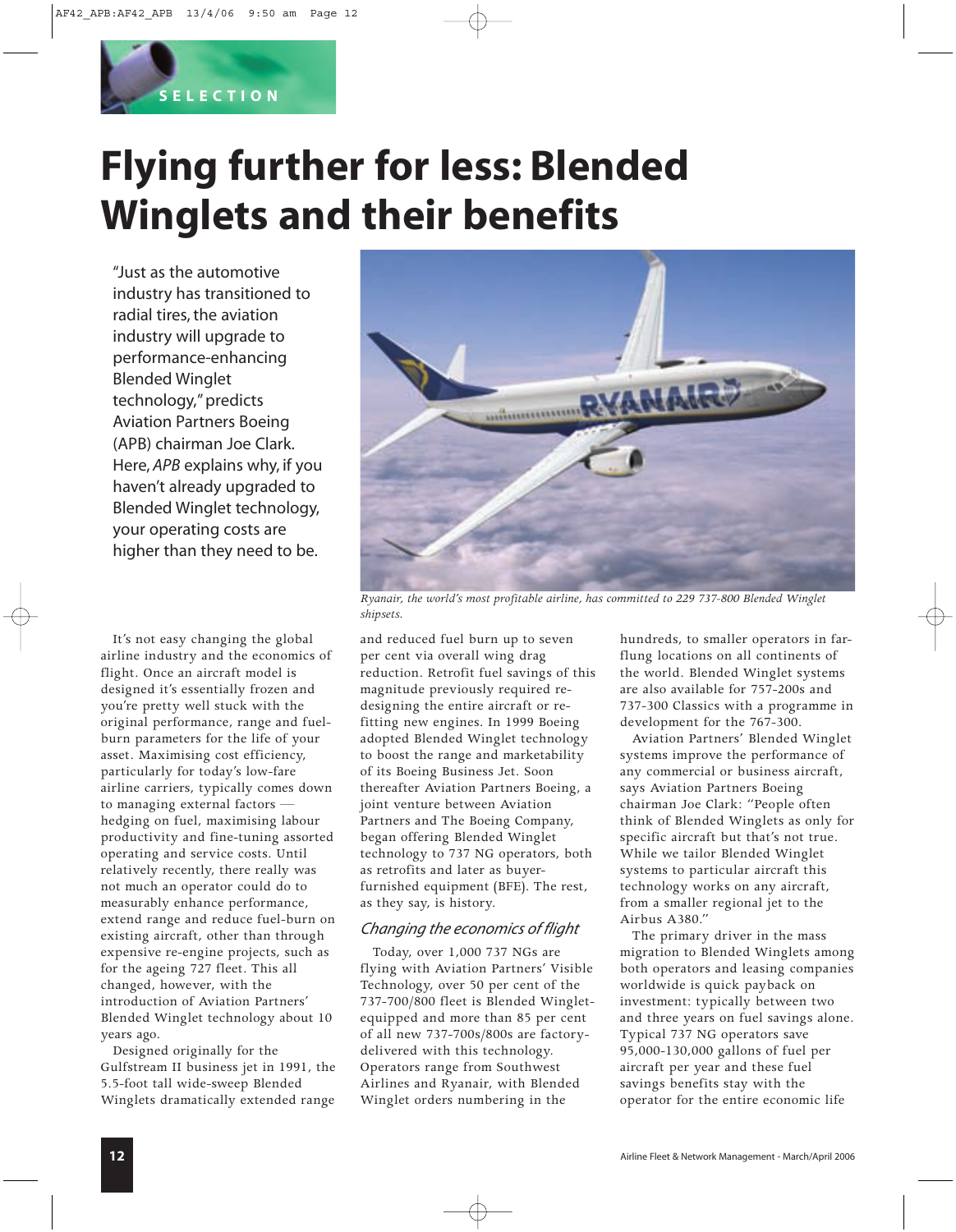# Flying further for less: Blended Winglets and their benefits

"Just as the automotive industry has transitioned to radial tires, the aviation industry will upgrade to performance-enhancing Blended Winglet technology," predicts Aviation Partners Boeing (APB) chairman Joe Clark. Here, *APB* explains why, if you haven't already upgraded to Blended Winglet technology, your operating costs are higher than they need to be.

*Ryanair, the world's most profitable airline, has committed to 229 737-800 Blended Winglet shipsets.*

It's not easy changing the global airline industry and the economics of flight. Once an aircraft model is designed it's essentially frozen and you're pretty well stuck with the original performance, range and fuel-burn parameters for the life of your asset. Maximising cost efficiency, particularly for today's low-fare airline carriers, typically comes down to managing external factors — hedging on fuel, maximising labour productivity and fine-tuning assorted operating and service costs. Until relatively recently, there really was not much an operator could do to measurably enhance performance, extend range and reduce fuel-burn on existing aircraft, other than through expensive re-engine projects, such as for the ageing 727 fleet. This all changed, however, with the introduction of Aviation Partners' Blended Winglet technology about 10 years ago.

Designed originally for the Gulfstream II business jet in 1991, the 5.5-foot tall wide-sweep Blended Winglets dramatically extended range and reduced fuel burn up to seven per cent via overall wing drag reduction. Retrofit fuel savings of this magnitude previously required re-designing the entire aircraft or re-fitting new engines. In 1999 Boeing adopted Blended Winglet technology to boost the range and marketability of its Boeing Business Jet. Soon thereafter Aviation Partners Boeing, a joint venture between Aviation Partners and The Boeing Company, began offering Blended Winglet technology to 737 NG operators, both as retrofits and later as buyer-furnished equipment (BFE). The rest, as they say, is history.

## Changing the economics of flight

Today, over 1,000 737 NGs are flying with Aviation Partners' Visible Technology, over 50 per cent of the 737-700/800 fleet is Blended Winglet-equipped and more than 85 per cent of all new 737-700s/800s are factory-delivered with this technology. Operators range from Southwest Airlines and Ryanair, with Blended Winglet orders numbering in the hundreds, to smaller operators in far-flung locations on all continents of the world. Blended Winglet systems are also available for 757-200s and 737-300 Classics with a programme in development for the 767-300.

Aviation Partners' Blended Winglet systems improve the performance of any commercial or business aircraft, says Aviation Partners Boeing chairman Joe Clark: "People often think of Blended Winglets as only for specific aircraft but that's not true. While we tailor Blended Winglet systems to particular aircraft this technology works on any aircraft, from a smaller regional jet to the Airbus A380."

The primary driver in the mass migration to Blended Winglets among both operators and leasing companies worldwide is quick payback on investment: typically between two and three years on fuel savings alone. Typical 737 NG operators save 95,000-130,000 gallons of fuel per aircraft per year and these fuel savings benefits stay with the operator for the entire economic life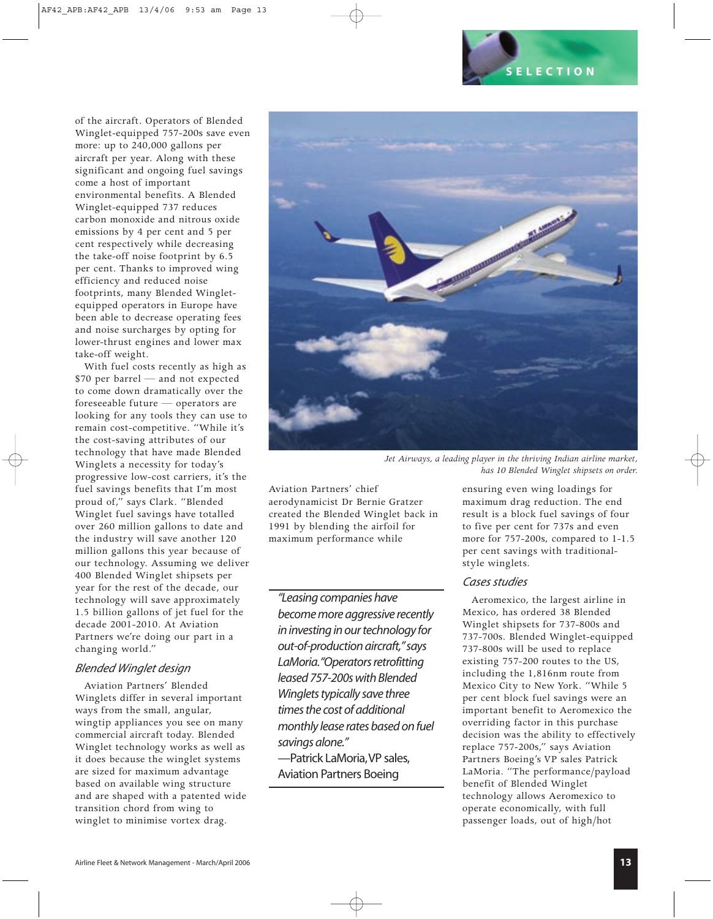of the aircraft. Operators of Blended Winglet-equipped 757-200s save even more: up to 240,000 gallons per aircraft per year. Along with these significant and ongoing fuel savings come a host of important environmental benefits. A Blended Winglet-equipped 737 reduces carbon monoxide and nitrous oxide emissions by 4 per cent and 5 per cent respectively while decreasing the take-off noise footprint by 6.5 per cent. Thanks to improved wing efficiency and reduced noise footprints, many Blended Winglet-equipped operators in Europe have been able to decrease operating fees and noise surcharges by opting for lower-thrust engines and lower max take-off weight.

With fuel costs recently as high as $70 per barrel — and not expected to come down dramatically over the foreseeable future — operators are looking for any tools they can use to remain cost-competitive. "While it's the cost-saving attributes of our technology that have made Blended Winglets a necessity for today's progressive low-cost carriers, it's the fuel savings benefits that I'm most proud of," says Clark. "Blended Winglet fuel savings have totalled over 260 million gallons to date and the industry will save another 120 million gallons this year because of our technology. Assuming we deliver 400 Blended Winglet shipsets per year for the rest of the decade, our technology will save approximately 1.5 billion gallons of jet fuel for the decade 2001-2010. At Aviation Partners we're doing our part in a changing world."

## Blended Winglet design

Aviation Partners' Blended Winglets differ in several important ways from the small, angular, wingtip appliances you see on many commercial aircraft today. Blended Winglet technology works as well as it does because the winglet systems are sized for maximum advantage based on available wing structure and are shaped with a patented wide transition chord from wing to winglet to minimise vortex drag.

*Jet Airways, a leading player in the thriving Indian airline market, has 10 Blended Winglet shipsets on order.*

Aviation Partners' chief aerodynamicist Dr Bernie Gratzer created the Blended Winglet back in 1991 by blending the airfoil for maximum performance while ensuring even wing loadings for maximum drag reduction. The end result is a block fuel savings of four to five per cent for 737s and even more for 757-200s, compared to 1-1.5 per cent savings with traditional-style winglets.

> *"Leasing companies have become more aggressive recently in investing in our technology for out-of-production aircraft," says LaMoria. "Operators retrofitting leased 757-200s with Blended Winglets typically save three times the cost of additional monthly lease rates based on fuel savings alone."*
> —Patrick LaMoria, VP sales, Aviation Partners Boeing

## Cases studies

Aeromexico, the largest airline in Mexico, has ordered 38 Blended Winglet shipsets for 737-800s and 737-700s. Blended Winglet-equipped 737-800s will be used to replace existing 757-200 routes to the US, including the 1,816nm route from Mexico City to New York. "While 5 per cent block fuel savings were an important benefit to Aeromexico the overriding factor in this purchase decision was the ability to effectively replace 757-200s," says Aviation Partners Boeing's VP sales Patrick LaMoria. "The performance/payload benefit of Blended Winglet technology allows Aeromexico to operate economically, with full passenger loads, out of high/hot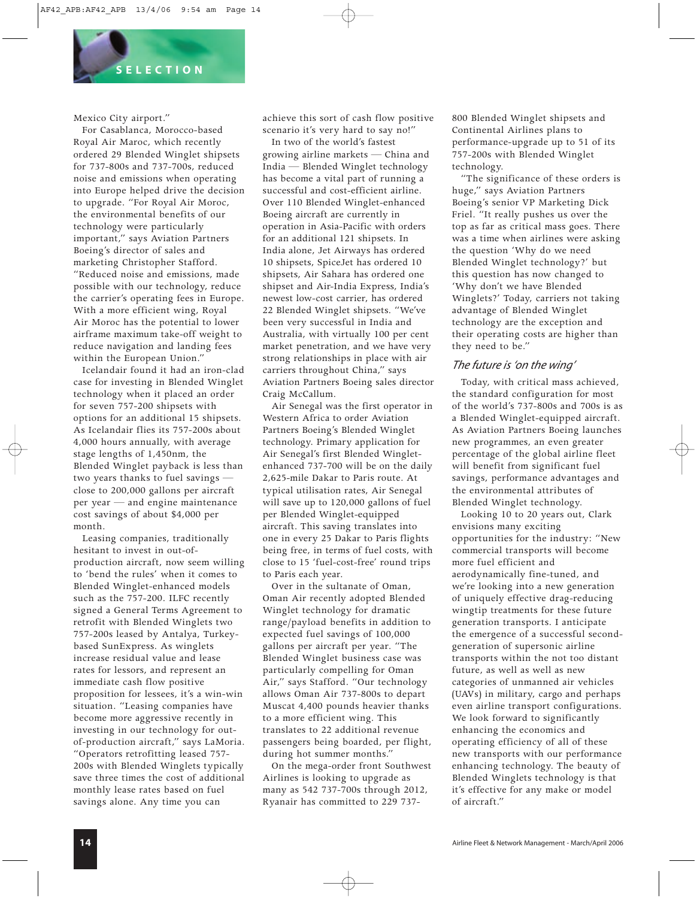Mexico City airport."

For Casablanca, Morocco-based Royal Air Maroc, which recently ordered 29 Blended Winglet shipsets for 737-800s and 737-700s, reduced noise and emissions when operating into Europe helped drive the decision to upgrade. "For Royal Air Moroc, the environmental benefits of our technology were particularly important," says Aviation Partners Boeing's director of sales and marketing Christopher Stafford. "Reduced noise and emissions, made possible with our technology, reduce the carrier's operating fees in Europe. With a more efficient wing, Royal Air Moroc has the potential to lower airframe maximum take-off weight to reduce navigation and landing fees within the European Union."

Icelandair found it had an iron-clad case for investing in Blended Winglet technology when it placed an order for seven 757-200 shipsets with options for an additional 15 shipsets. As Icelandair flies its 757-200s about 4,000 hours annually, with average stage lengths of 1,450nm, the Blended Winglet payback is less than two years thanks to fuel savings — close to 200,000 gallons per aircraft per year — and engine maintenance cost savings of about $4,000 per month.

Leasing companies, traditionally hesitant to invest in out-of-production aircraft, now seem willing to 'bend the rules' when it comes to Blended Winglet-enhanced models such as the 757-200. ILFC recently signed a General Terms Agreement to retrofit with Blended Winglets two 757-200s leased by Antalya, Turkey-based SunExpress. As winglets increase residual value and lease rates for lessors, and represent an immediate cash flow positive proposition for lessees, it's a win-win situation. "Leasing companies have become more aggressive recently in investing in our technology for out-of-production aircraft," says LaMoria. "Operators retrofitting leased 757-200s with Blended Winglets typically save three times the cost of additional monthly lease rates based on fuel savings alone. Any time you can achieve this sort of cash flow positive scenario it's very hard to say no!"

In two of the world's fastest growing airline markets — China and India — Blended Winglet technology has become a vital part of running a successful and cost-efficient airline. Over 110 Blended Winglet-enhanced Boeing aircraft are currently in operation in Asia-Pacific with orders for an additional 121 shipsets. In India alone, Jet Airways has ordered 10 shipsets, SpiceJet has ordered 10 shipsets, Air Sahara has ordered one shipset and Air-India Express, India's newest low-cost carrier, has ordered 22 Blended Winglet shipsets. "We've been very successful in India and Australia, with virtually 100 per cent market penetration, and we have very strong relationships in place with air carriers throughout China," says Aviation Partners Boeing sales director Craig McCallum.

Air Senegal was the first operator in Western Africa to order Aviation Partners Boeing's Blended Winglet technology. Primary application for Air Senegal's first Blended Winglet-enhanced 737-700 will be on the daily 2,625-mile Dakar to Paris route. At typical utilisation rates, Air Senegal will save up to 120,000 gallons of fuel per Blended Winglet-equipped aircraft. This saving translates into one in every 25 Dakar to Paris flights being free, in terms of fuel costs, with close to 15 'fuel-cost-free' round trips to Paris each year.

Over in the sultanate of Oman, Oman Air recently adopted Blended Winglet technology for dramatic range/payload benefits in addition to expected fuel savings of 100,000 gallons per aircraft per year. "The Blended Winglet business case was particularly compelling for Oman Air," says Stafford. "Our technology allows Oman Air 737-800s to depart Muscat 4,400 pounds heavier thanks to a more efficient wing. This translates to 22 additional revenue passengers being boarded, per flight, during hot summer months."

On the mega-order front Southwest Airlines is looking to upgrade as many as 542 737-700s through 2012, Ryanair has committed to 229 737-800 Blended Winglet shipsets and Continental Airlines plans to performance-upgrade up to 51 of its 757-200s with Blended Winglet technology.

"The significance of these orders is huge," says Aviation Partners Boeing's senior VP Marketing Dick Friel. "It really pushes us over the top as far as critical mass goes. There was a time when airlines were asking the question 'Why do we need Blended Winglet technology?' but this question has now changed to 'Why don't we have Blended Winglets?' Today, carriers not taking advantage of Blended Winglet technology are the exception and their operating costs are higher than they need to be."

## *The future is 'on the wing'*

Today, with critical mass achieved, the standard configuration for most of the world's 737-800s and 700s is as a Blended Winglet-equipped aircraft. As Aviation Partners Boeing launches new programmes, an even greater percentage of the global airline fleet will benefit from significant fuel savings, performance advantages and the environmental attributes of Blended Winglet technology.

Looking 10 to 20 years out, Clark envisions many exciting opportunities for the industry: "New commercial transports will become more fuel efficient and aerodynamically fine-tuned, and we're looking into a new generation of uniquely effective drag-reducing wingtip treatments for these future generation transports. I anticipate the emergence of a successful second-generation of supersonic airline transports within the not too distant future, as well as well as new categories of unmanned air vehicles (UAVs) in military, cargo and perhaps even airline transport configurations. We look forward to significantly enhancing the economics and operating efficiency of all of these new transports with our performance enhancing technology. The beauty of Blended Winglets technology is that it's effective for any make or model of aircraft."